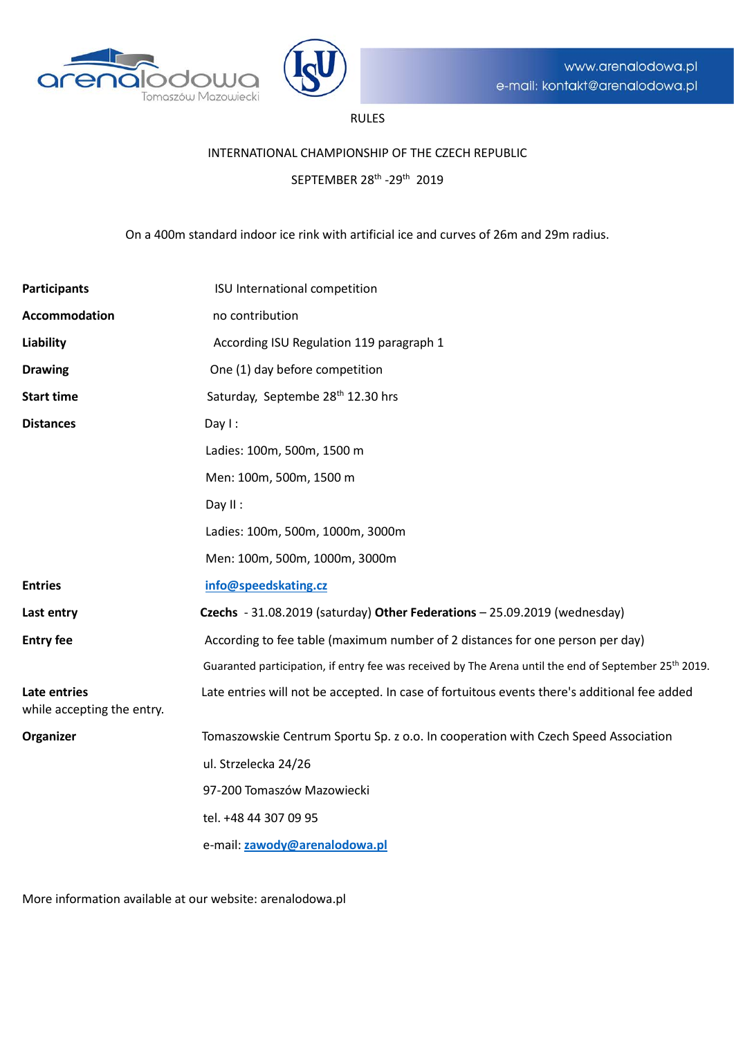www.arenalodowa.pl
e-mail: kontakt@arenalodowa.pl

RULES

INTERNATIONAL CHAMPIONSHIP OF THE CZECH REPUBLIC

SEPTEMBER 28th -29th 2019

On a 400m standard indoor ice rink with artificial ice and curves of 26m and 29m radius.

| | |
|---|---|
| **Participants** | ISU International competition |
| **Accommodation** | no contribution |
| **Liability** | According ISU Regulation 119 paragraph 1 |
| **Drawing** | One (1) day before competition |
| **Start time** | Saturday, Septembe 28th 12.30 hrs |
| **Distances** | Day I : |
| | Ladies: 100m, 500m, 1500 m |
| | Men: 100m, 500m, 1500 m |
| | Day II : |
| | Ladies: 100m, 500m, 1000m, 3000m |
| | Men: 100m, 500m, 1000m, 3000m |
| **Entries** | info@speedskating.cz |
| **Last entry** | **Czechs** - 31.08.2019 (saturday) **Other Federations** – 25.09.2019 (wednesday) |
| **Entry fee** | According to fee table (maximum number of 2 distances for one person per day) |
| | Guaranted participation, if entry fee was received by The Arena until the end of September 25th 2019. |
| **Late entries** | Late entries will not be accepted. In case of fortuitous events there's additional fee added while accepting the entry. |
| **Organizer** | Tomaszowskie Centrum Sportu Sp. z o.o. In cooperation with Czech Speed Association |
| | ul. Strzelecka 24/26 |
| | 97-200 Tomaszów Mazowiecki |
| | tel. +48 44 307 09 95 |
| | e-mail: zawody@arenalodowa.pl |

More information available at our website: arenalodowa.pl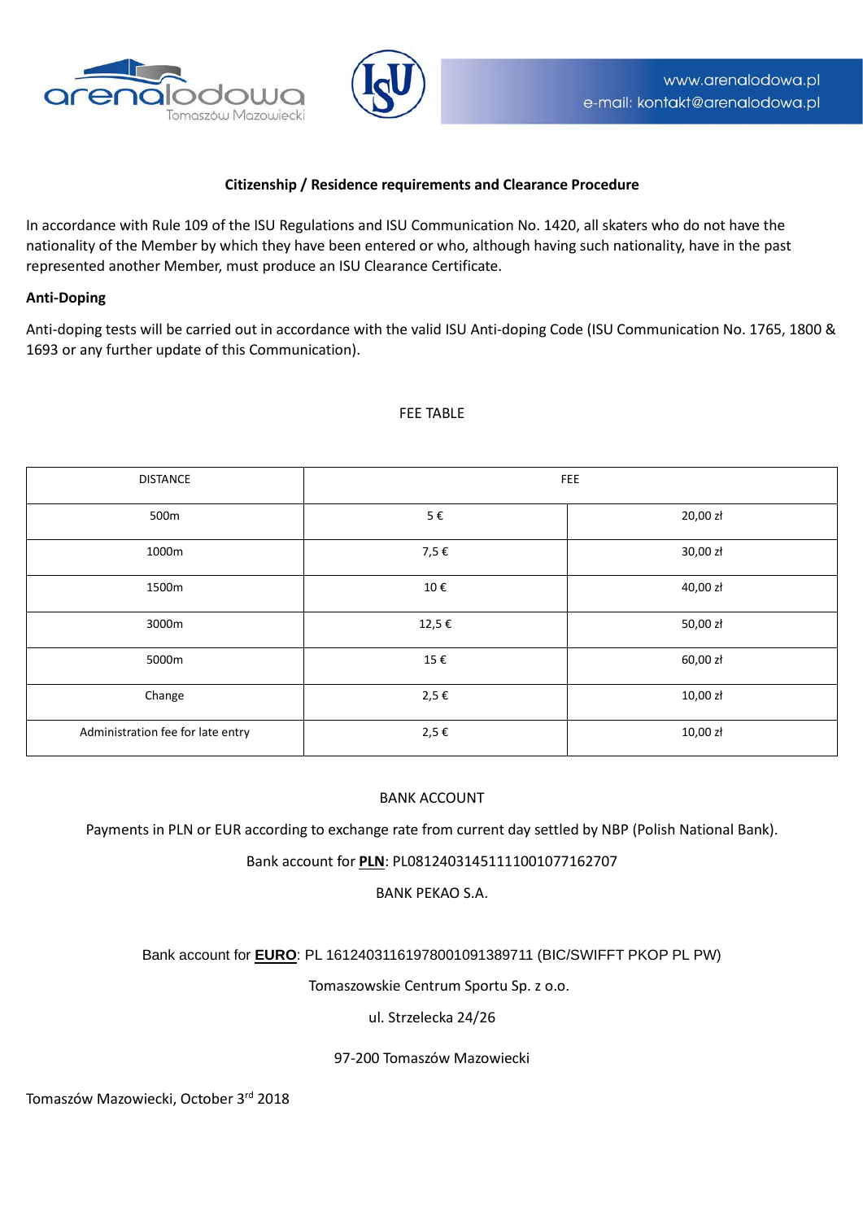**Citizenship / Residence requirements and Clearance Procedure**

In accordance with Rule 109 of the ISU Regulations and ISU Communication No. 1420, all skaters who do not have the nationality of the Member by which they have been entered or who, although having such nationality, have in the past represented another Member, must produce an ISU Clearance Certificate.

**Anti-Doping**

Anti-doping tests will be carried out in accordance with the valid ISU Anti-doping Code (ISU Communication No. 1765, 1800 & 1693 or any further update of this Communication).

FEE TABLE

| DISTANCE | FEE | |
|---|---|---|
| 500m | 5 € | 20,00 zł |
| 1000m | 7,5 € | 30,00 zł |
| 1500m | 10 € | 40,00 zł |
| 3000m | 12,5 € | 50,00 zł |
| 5000m | 15 € | 60,00 zł |
| Change | 2,5 € | 10,00 zł |
| Administration fee for late entry | 2,5 € | 10,00 zł |

BANK ACCOUNT

Payments in PLN or EUR according to exchange rate from current day settled by NBP (Polish National Bank).

Bank account for **PLN**: PL08124031451111001077162707

BANK PEKAO S.A.

Bank account for **EURO**: PL 16124031161978001091389711 (BIC/SWIFFT PKOP PL PW)

Tomaszowskie Centrum Sportu Sp. z o.o.

ul. Strzelecka 24/26

97-200 Tomaszów Mazowiecki

Tomaszów Mazowiecki, October 3rd 2018